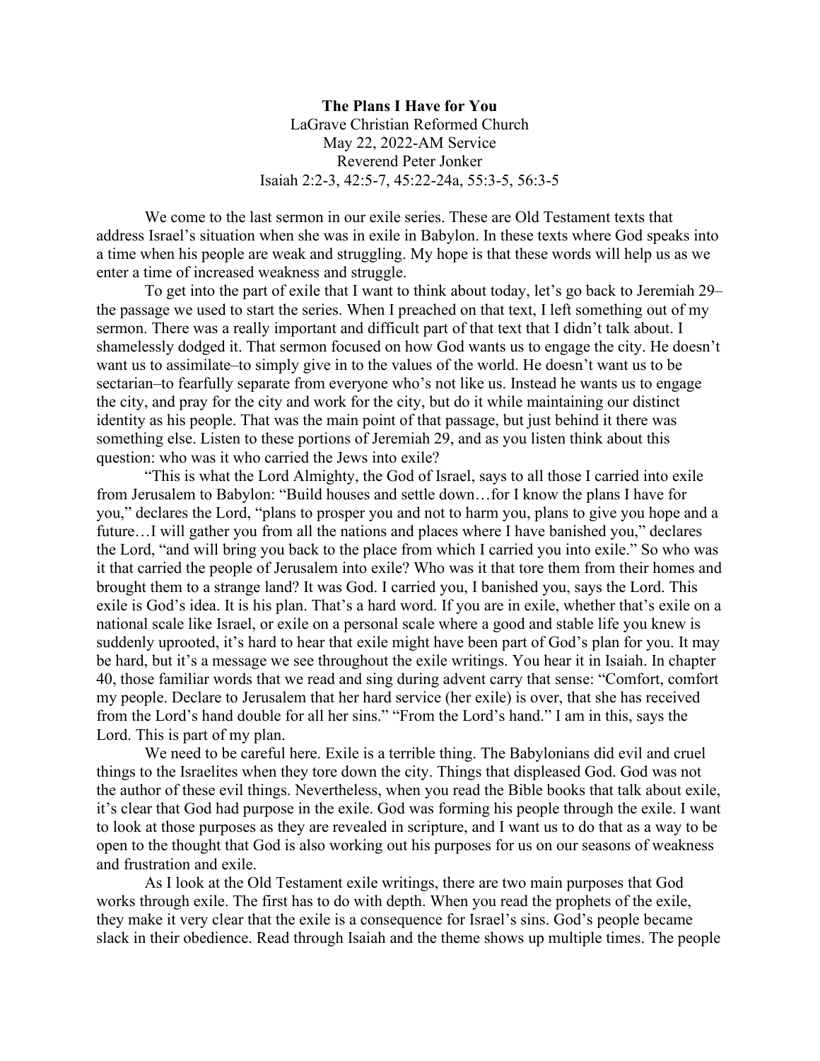**The Plans I Have for You**

LaGrave Christian Reformed Church
May 22, 2022-AM Service
Reverend Peter Jonker
Isaiah 2:2-3, 42:5-7, 45:22-24a, 55:3-5, 56:3-5

We come to the last sermon in our exile series. These are Old Testament texts that address Israel's situation when she was in exile in Babylon. In these texts where God speaks into a time when his people are weak and struggling. My hope is that these words will help us as we enter a time of increased weakness and struggle.

To get into the part of exile that I want to think about today, let's go back to Jeremiah 29–the passage we used to start the series. When I preached on that text, I left something out of my sermon. There was a really important and difficult part of that text that I didn't talk about. I shamelessly dodged it. That sermon focused on how God wants us to engage the city. He doesn't want us to assimilate–to simply give in to the values of the world. He doesn't want us to be sectarian–to fearfully separate from everyone who's not like us. Instead he wants us to engage the city, and pray for the city and work for the city, but do it while maintaining our distinct identity as his people. That was the main point of that passage, but just behind it there was something else. Listen to these portions of Jeremiah 29, and as you listen think about this question: who was it who carried the Jews into exile?

"This is what the Lord Almighty, the God of Israel, says to all those I carried into exile from Jerusalem to Babylon: "Build houses and settle down…for I know the plans I have for you," declares the Lord, "plans to prosper you and not to harm you, plans to give you hope and a future…I will gather you from all the nations and places where I have banished you," declares the Lord, "and will bring you back to the place from which I carried you into exile." So who was it that carried the people of Jerusalem into exile? Who was it that tore them from their homes and brought them to a strange land? It was God. I carried you, I banished you, says the Lord. This exile is God's idea. It is his plan. That's a hard word. If you are in exile, whether that's exile on a national scale like Israel, or exile on a personal scale where a good and stable life you knew is suddenly uprooted, it's hard to hear that exile might have been part of God's plan for you. It may be hard, but it's a message we see throughout the exile writings. You hear it in Isaiah. In chapter 40, those familiar words that we read and sing during advent carry that sense: "Comfort, comfort my people. Declare to Jerusalem that her hard service (her exile) is over, that she has received from the Lord's hand double for all her sins." "From the Lord's hand." I am in this, says the Lord. This is part of my plan.

We need to be careful here. Exile is a terrible thing. The Babylonians did evil and cruel things to the Israelites when they tore down the city. Things that displeased God. God was not the author of these evil things. Nevertheless, when you read the Bible books that talk about exile, it's clear that God had purpose in the exile. God was forming his people through the exile. I want to look at those purposes as they are revealed in scripture, and I want us to do that as a way to be open to the thought that God is also working out his purposes for us on our seasons of weakness and frustration and exile.

As I look at the Old Testament exile writings, there are two main purposes that God works through exile. The first has to do with depth. When you read the prophets of the exile, they make it very clear that the exile is a consequence for Israel's sins. God's people became slack in their obedience. Read through Isaiah and the theme shows up multiple times. The people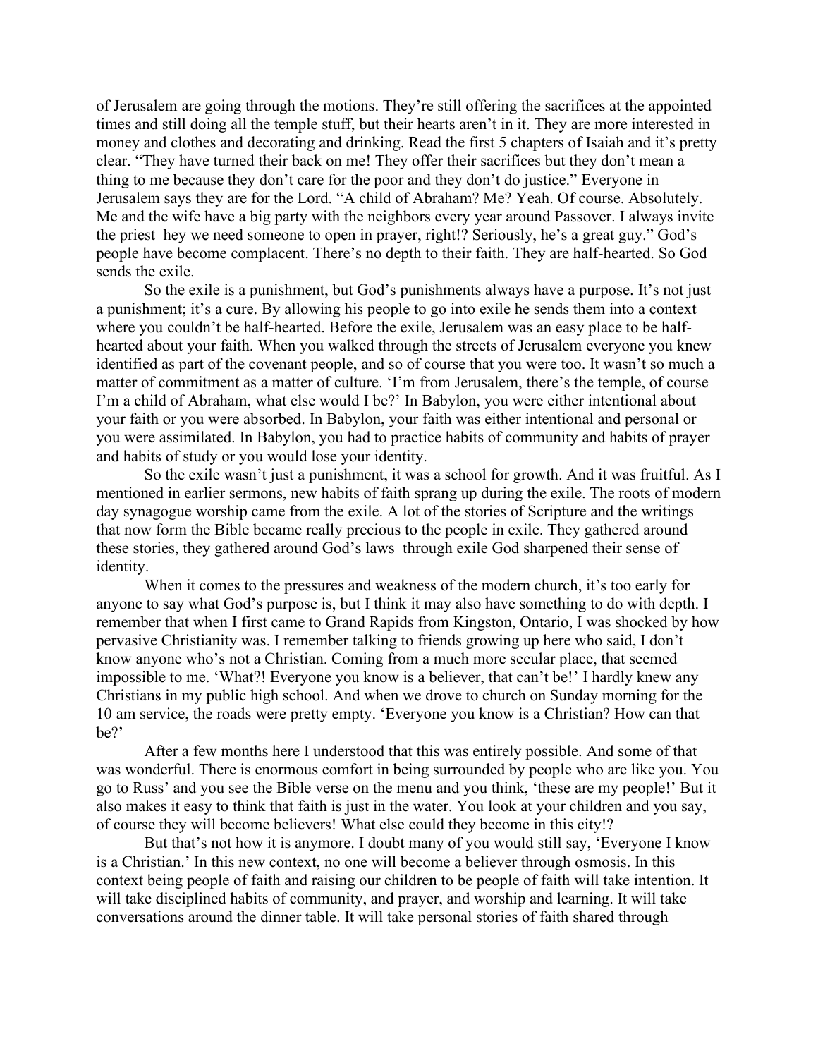of Jerusalem are going through the motions. They're still offering the sacrifices at the appointed times and still doing all the temple stuff, but their hearts aren't in it. They are more interested in money and clothes and decorating and drinking. Read the first 5 chapters of Isaiah and it's pretty clear. "They have turned their back on me! They offer their sacrifices but they don't mean a thing to me because they don't care for the poor and they don't do justice." Everyone in Jerusalem says they are for the Lord. "A child of Abraham? Me? Yeah. Of course. Absolutely. Me and the wife have a big party with the neighbors every year around Passover. I always invite the priest–hey we need someone to open in prayer, right!? Seriously, he's a great guy." God's people have become complacent. There's no depth to their faith. They are half-hearted. So God sends the exile.

So the exile is a punishment, but God's punishments always have a purpose. It's not just a punishment; it's a cure. By allowing his people to go into exile he sends them into a context where you couldn't be half-hearted. Before the exile, Jerusalem was an easy place to be half-hearted about your faith. When you walked through the streets of Jerusalem everyone you knew identified as part of the covenant people, and so of course that you were too. It wasn't so much a matter of commitment as a matter of culture. 'I'm from Jerusalem, there's the temple, of course I'm a child of Abraham, what else would I be?' In Babylon, you were either intentional about your faith or you were absorbed. In Babylon, your faith was either intentional and personal or you were assimilated. In Babylon, you had to practice habits of community and habits of prayer and habits of study or you would lose your identity.

So the exile wasn't just a punishment, it was a school for growth. And it was fruitful. As I mentioned in earlier sermons, new habits of faith sprang up during the exile. The roots of modern day synagogue worship came from the exile. A lot of the stories of Scripture and the writings that now form the Bible became really precious to the people in exile. They gathered around these stories, they gathered around God's laws–through exile God sharpened their sense of identity.

When it comes to the pressures and weakness of the modern church, it's too early for anyone to say what God's purpose is, but I think it may also have something to do with depth. I remember that when I first came to Grand Rapids from Kingston, Ontario, I was shocked by how pervasive Christianity was. I remember talking to friends growing up here who said, I don't know anyone who's not a Christian. Coming from a much more secular place, that seemed impossible to me. 'What?! Everyone you know is a believer, that can't be!' I hardly knew any Christians in my public high school. And when we drove to church on Sunday morning for the 10 am service, the roads were pretty empty. 'Everyone you know is a Christian? How can that be?'

After a few months here I understood that this was entirely possible. And some of that was wonderful. There is enormous comfort in being surrounded by people who are like you. You go to Russ' and you see the Bible verse on the menu and you think, 'these are my people!' But it also makes it easy to think that faith is just in the water. You look at your children and you say, of course they will become believers! What else could they become in this city!?

But that's not how it is anymore. I doubt many of you would still say, 'Everyone I know is a Christian.' In this new context, no one will become a believer through osmosis. In this context being people of faith and raising our children to be people of faith will take intention. It will take disciplined habits of community, and prayer, and worship and learning. It will take conversations around the dinner table. It will take personal stories of faith shared through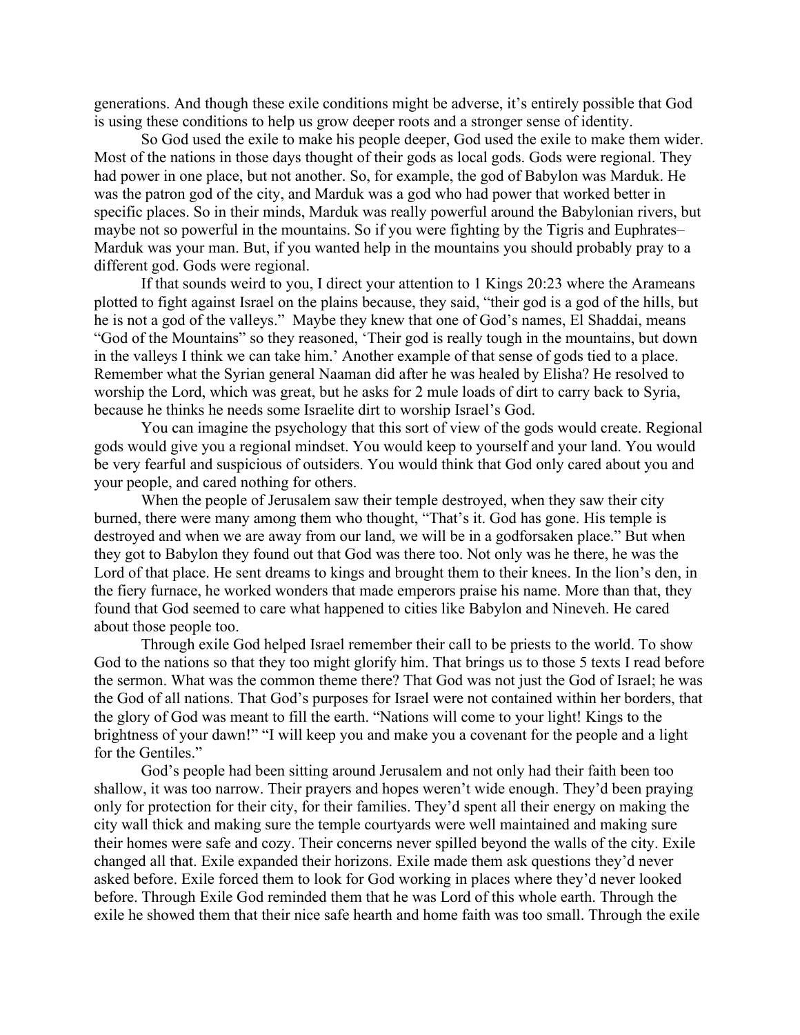generations. And though these exile conditions might be adverse, it's entirely possible that God is using these conditions to help us grow deeper roots and a stronger sense of identity.

So God used the exile to make his people deeper, God used the exile to make them wider. Most of the nations in those days thought of their gods as local gods. Gods were regional. They had power in one place, but not another. So, for example, the god of Babylon was Marduk. He was the patron god of the city, and Marduk was a god who had power that worked better in specific places. So in their minds, Marduk was really powerful around the Babylonian rivers, but maybe not so powerful in the mountains. So if you were fighting by the Tigris and Euphrates– Marduk was your man. But, if you wanted help in the mountains you should probably pray to a different god. Gods were regional.

If that sounds weird to you, I direct your attention to 1 Kings 20:23 where the Arameans plotted to fight against Israel on the plains because, they said, "their god is a god of the hills, but he is not a god of the valleys." Maybe they knew that one of God's names, El Shaddai, means "God of the Mountains" so they reasoned, 'Their god is really tough in the mountains, but down in the valleys I think we can take him.' Another example of that sense of gods tied to a place. Remember what the Syrian general Naaman did after he was healed by Elisha? He resolved to worship the Lord, which was great, but he asks for 2 mule loads of dirt to carry back to Syria, because he thinks he needs some Israelite dirt to worship Israel's God.

You can imagine the psychology that this sort of view of the gods would create. Regional gods would give you a regional mindset. You would keep to yourself and your land. You would be very fearful and suspicious of outsiders. You would think that God only cared about you and your people, and cared nothing for others.

When the people of Jerusalem saw their temple destroyed, when they saw their city burned, there were many among them who thought, "That's it. God has gone. His temple is destroyed and when we are away from our land, we will be in a godforsaken place." But when they got to Babylon they found out that God was there too. Not only was he there, he was the Lord of that place. He sent dreams to kings and brought them to their knees. In the lion's den, in the fiery furnace, he worked wonders that made emperors praise his name. More than that, they found that God seemed to care what happened to cities like Babylon and Nineveh. He cared about those people too.

Through exile God helped Israel remember their call to be priests to the world. To show God to the nations so that they too might glorify him. That brings us to those 5 texts I read before the sermon. What was the common theme there? That God was not just the God of Israel; he was the God of all nations. That God's purposes for Israel were not contained within her borders, that the glory of God was meant to fill the earth. "Nations will come to your light! Kings to the brightness of your dawn!" "I will keep you and make you a covenant for the people and a light for the Gentiles."

God's people had been sitting around Jerusalem and not only had their faith been too shallow, it was too narrow. Their prayers and hopes weren't wide enough. They'd been praying only for protection for their city, for their families. They'd spent all their energy on making the city wall thick and making sure the temple courtyards were well maintained and making sure their homes were safe and cozy. Their concerns never spilled beyond the walls of the city. Exile changed all that. Exile expanded their horizons. Exile made them ask questions they'd never asked before. Exile forced them to look for God working in places where they'd never looked before. Through Exile God reminded them that he was Lord of this whole earth. Through the exile he showed them that their nice safe hearth and home faith was too small. Through the exile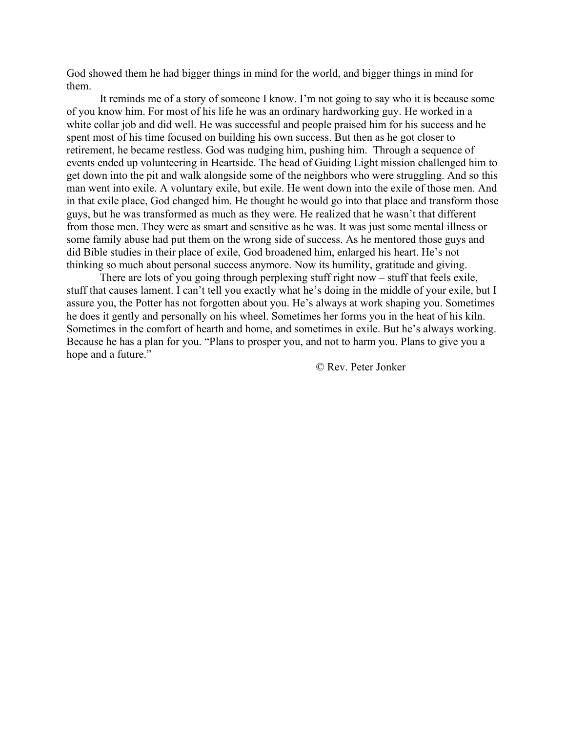God showed them he had bigger things in mind for the world, and bigger things in mind for them.

It reminds me of a story of someone I know. I'm not going to say who it is because some of you know him. For most of his life he was an ordinary hardworking guy. He worked in a white collar job and did well. He was successful and people praised him for his success and he spent most of his time focused on building his own success. But then as he got closer to retirement, he became restless. God was nudging him, pushing him. Through a sequence of events ended up volunteering in Heartside. The head of Guiding Light mission challenged him to get down into the pit and walk alongside some of the neighbors who were struggling. And so this man went into exile. A voluntary exile, but exile. He went down into the exile of those men. And in that exile place, God changed him. He thought he would go into that place and transform those guys, but he was transformed as much as they were. He realized that he wasn't that different from those men. They were as smart and sensitive as he was. It was just some mental illness or some family abuse had put them on the wrong side of success. As he mentored those guys and did Bible studies in their place of exile, God broadened him, enlarged his heart. He's not thinking so much about personal success anymore. Now its humility, gratitude and giving.

There are lots of you going through perplexing stuff right now – stuff that feels exile, stuff that causes lament. I can't tell you exactly what he's doing in the middle of your exile, but I assure you, the Potter has not forgotten about you. He's always at work shaping you. Sometimes he does it gently and personally on his wheel. Sometimes her forms you in the heat of his kiln. Sometimes in the comfort of hearth and home, and sometimes in exile. But he's always working. Because he has a plan for you. "Plans to prosper you, and not to harm you. Plans to give you a hope and a future."

© Rev. Peter Jonker